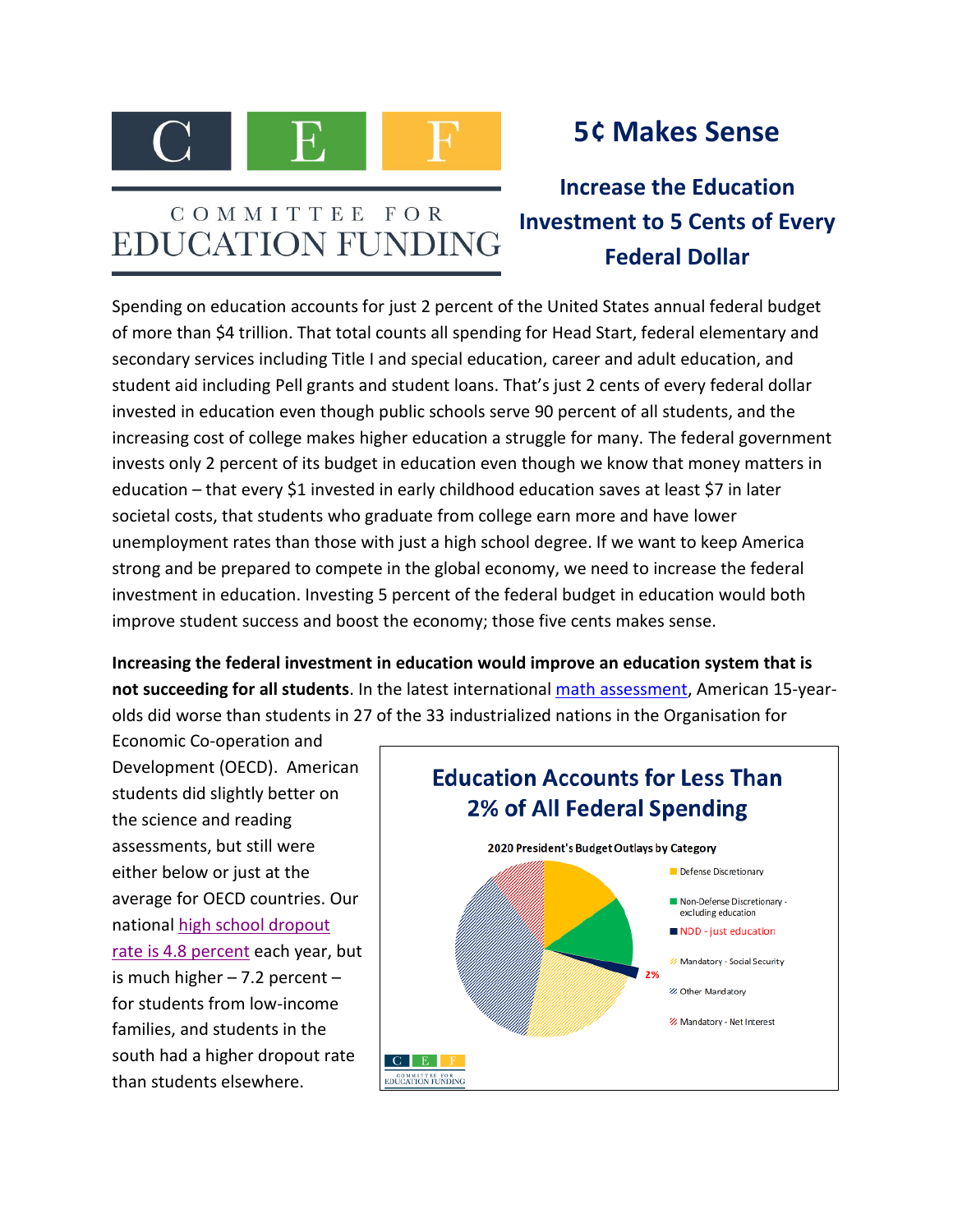COMMITTEE FOR EDUCATION FUNDING

# 5¢ Makes Sense

## Increase the Education Investment to 5 Cents of Every Federal Dollar

Spending on education accounts for just 2 percent of the United States annual federal budget of more than $4 trillion. That total counts all spending for Head Start, federal elementary and secondary services including Title I and special education, career and adult education, and student aid including Pell grants and student loans. That's just 2 cents of every federal dollar invested in education even though public schools serve 90 percent of all students, and the increasing cost of college makes higher education a struggle for many. The federal government invests only 2 percent of its budget in education even though we know that money matters in education – that every $1 invested in early childhood education saves at least $7 in later societal costs, that students who graduate from college earn more and have lower unemployment rates than those with just a high school degree. If we want to keep America strong and be prepared to compete in the global economy, we need to increase the federal investment in education. Investing 5 percent of the federal budget in education would both improve student success and boost the economy; those five cents makes sense.

**Increasing the federal investment in education would improve an education system that is not succeeding for all students**. In the latest international [math assessment](), American 15-year-olds did worse than students in 27 of the 33 industrialized nations in the Organisation for Economic Co-operation and Development (OECD). American students did slightly better on the science and reading assessments, but still were either below or just at the average for OECD countries. Our national [high school dropout rate is 4.8 percent]() each year, but is much higher – 7.2 percent – for students from low-income families, and students in the south had a higher dropout rate than students elsewhere.

**Education Accounts for Less Than 2% of All Federal Spending**

2020 President's Budget Outlays by Category

- Defense Discretionary
- Non-Defense Discretionary - excluding education
- NDD - just education (2%)
- Mandatory - Social Security
- Other Mandatory
- Mandatory - Net Interest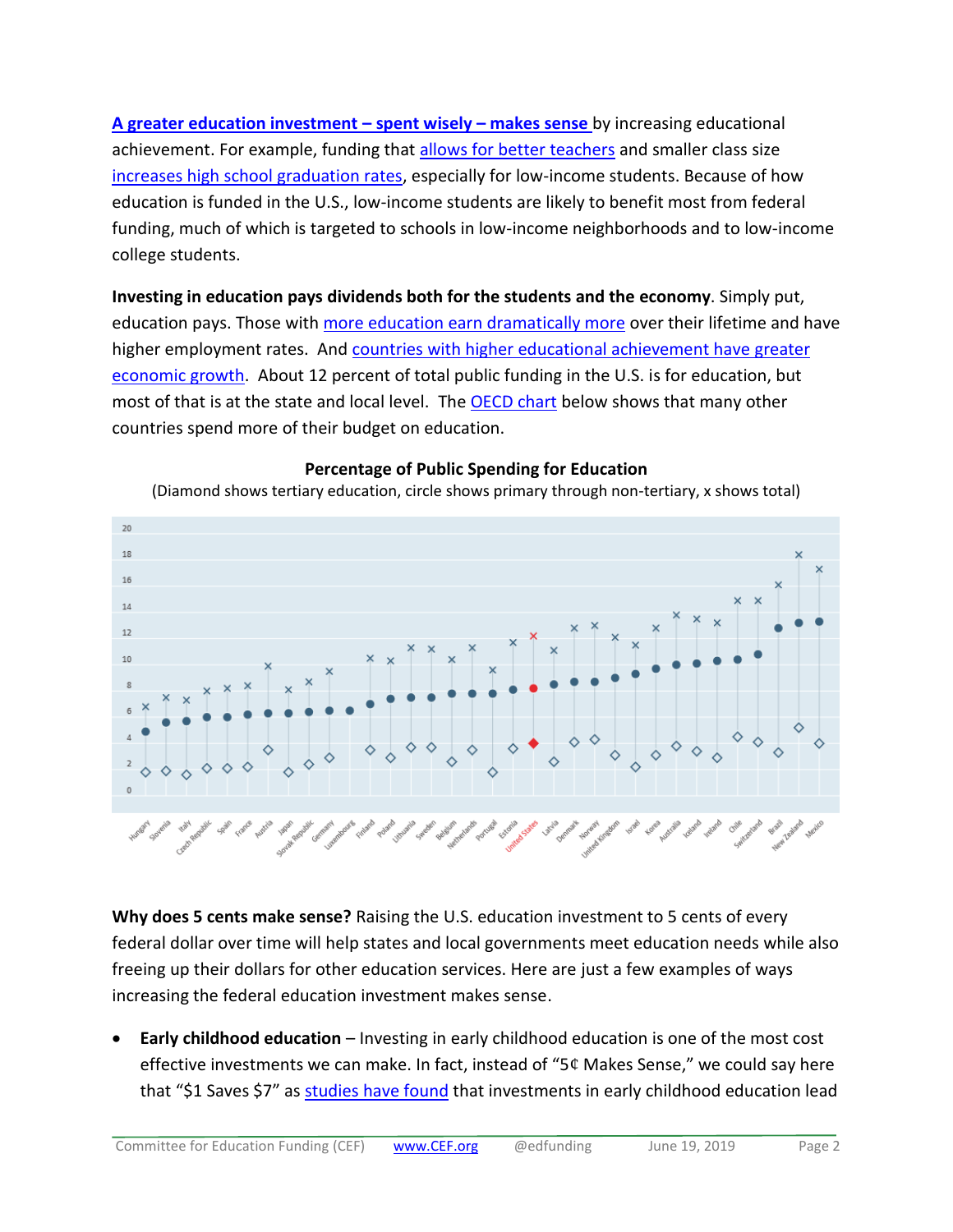**A greater education investment – spent wisely – makes sense** by increasing educational achievement. For example, funding that allows for better teachers and smaller class size increases high school graduation rates, especially for low-income students. Because of how education is funded in the U.S., low-income students are likely to benefit most from federal funding, much of which is targeted to schools in low-income neighborhoods and to low-income college students.

**Investing in education pays dividends both for the students and the economy**. Simply put, education pays. Those with more education earn dramatically more over their lifetime and have higher employment rates. And countries with higher educational achievement have greater economic growth. About 12 percent of total public funding in the U.S. is for education, but most of that is at the state and local level. The OECD chart below shows that many other countries spend more of their budget on education.

**Percentage of Public Spending for Education**

(Diamond shows tertiary education, circle shows primary through non-tertiary, x shows total)

**Why does 5 cents make sense?** Raising the U.S. education investment to 5 cents of every federal dollar over time will help states and local governments meet education needs while also freeing up their dollars for other education services. Here are just a few examples of ways increasing the federal education investment makes sense.

- **Early childhood education** – Investing in early childhood education is one of the most cost effective investments we can make. In fact, instead of "5¢ Makes Sense," we could say here that "$1 Saves $7" as studies have found that investments in early childhood education lead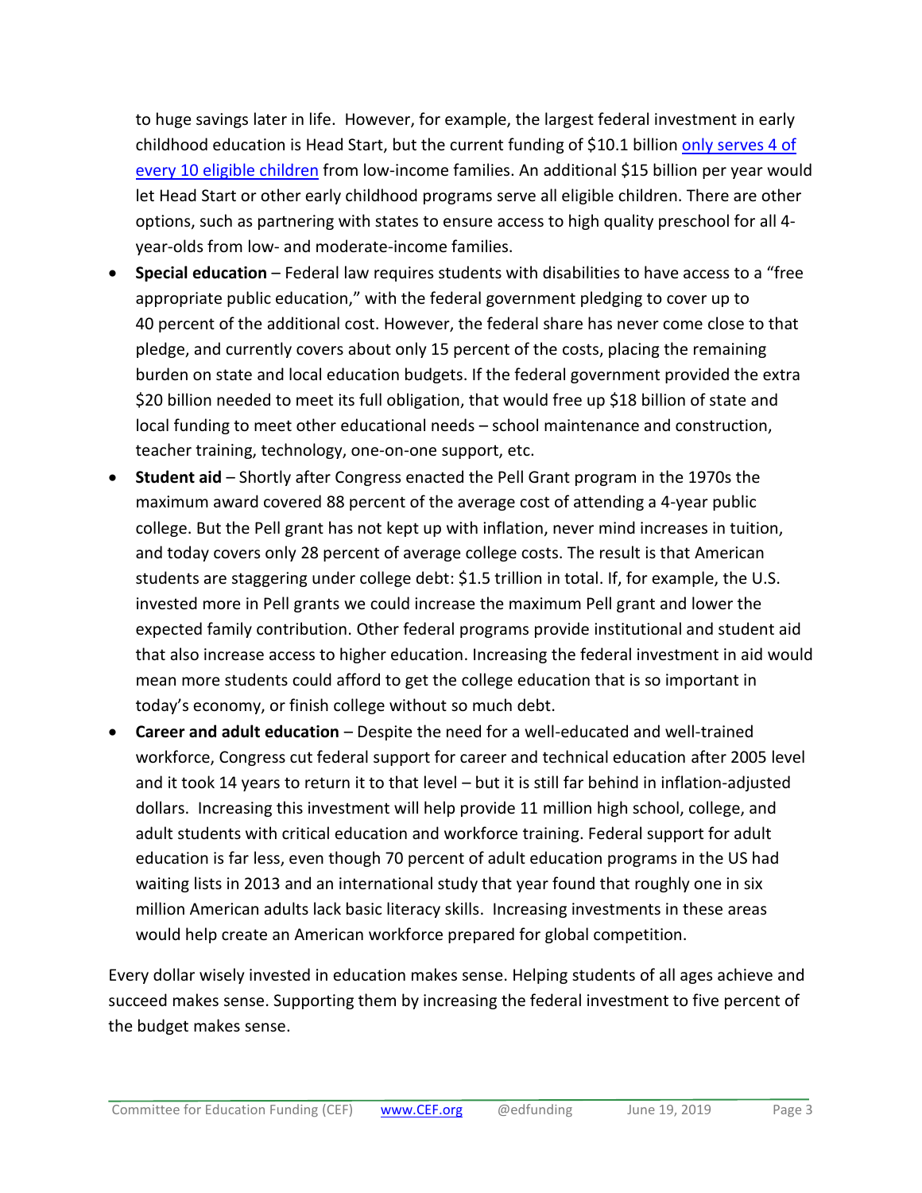to huge savings later in life. However, for example, the largest federal investment in early childhood education is Head Start, but the current funding of $10.1 billion [only serves 4 of every 10 eligible children] from low-income families. An additional $15 billion per year would let Head Start or other early childhood programs serve all eligible children. There are other options, such as partnering with states to ensure access to high quality preschool for all 4-year-olds from low- and moderate-income families.

- **Special education** – Federal law requires students with disabilities to have access to a "free appropriate public education," with the federal government pledging to cover up to 40 percent of the additional cost. However, the federal share has never come close to that pledge, and currently covers about only 15 percent of the costs, placing the remaining burden on state and local education budgets. If the federal government provided the extra $20 billion needed to meet its full obligation, that would free up $18 billion of state and local funding to meet other educational needs – school maintenance and construction, teacher training, technology, one-on-one support, etc.
- **Student aid** – Shortly after Congress enacted the Pell Grant program in the 1970s the maximum award covered 88 percent of the average cost of attending a 4-year public college. But the Pell grant has not kept up with inflation, never mind increases in tuition, and today covers only 28 percent of average college costs. The result is that American students are staggering under college debt: $1.5 trillion in total. If, for example, the U.S. invested more in Pell grants we could increase the maximum Pell grant and lower the expected family contribution. Other federal programs provide institutional and student aid that also increase access to higher education. Increasing the federal investment in aid would mean more students could afford to get the college education that is so important in today's economy, or finish college without so much debt.
- **Career and adult education** – Despite the need for a well-educated and well-trained workforce, Congress cut federal support for career and technical education after 2005 level and it took 14 years to return it to that level – but it is still far behind in inflation-adjusted dollars. Increasing this investment will help provide 11 million high school, college, and adult students with critical education and workforce training. Federal support for adult education is far less, even though 70 percent of adult education programs in the US had waiting lists in 2013 and an international study that year found that roughly one in six million American adults lack basic literacy skills. Increasing investments in these areas would help create an American workforce prepared for global competition.

Every dollar wisely invested in education makes sense. Helping students of all ages achieve and succeed makes sense. Supporting them by increasing the federal investment to five percent of the budget makes sense.